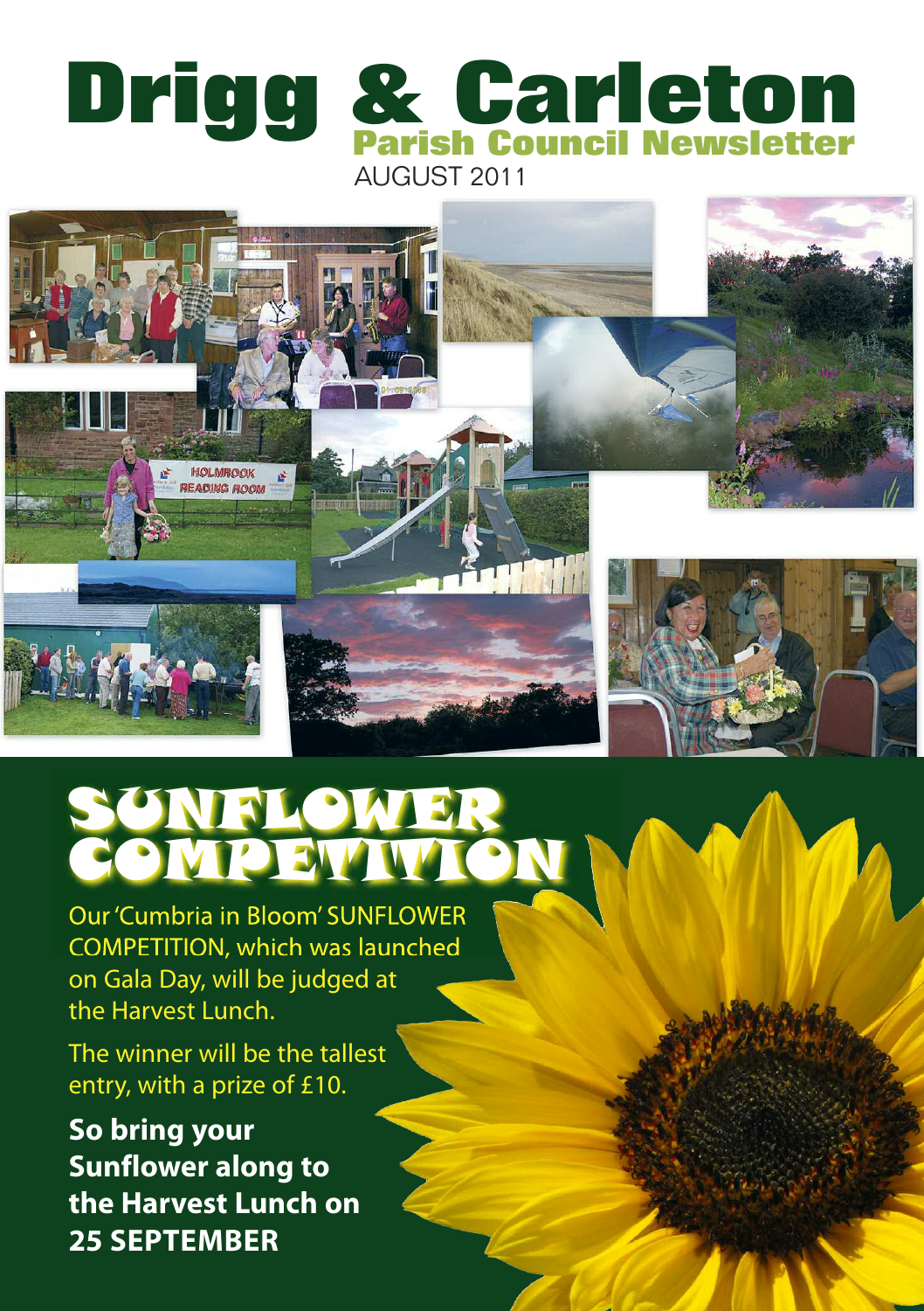# Drigg & Carleton

## Parish Council Newsletter

AUGUST 2011

# SUNFLOWER COMPETITION

Our 'Cumbria in Bloom' SUNFLOWER COMPETITION, which was launched on Gala Day, will be judged at the Harvest Lunch.

The winner will be the tallest entry, with a prize of £10.

**So bring your Sunflower along to the Harvest Lunch on 25 SEPTEMBER**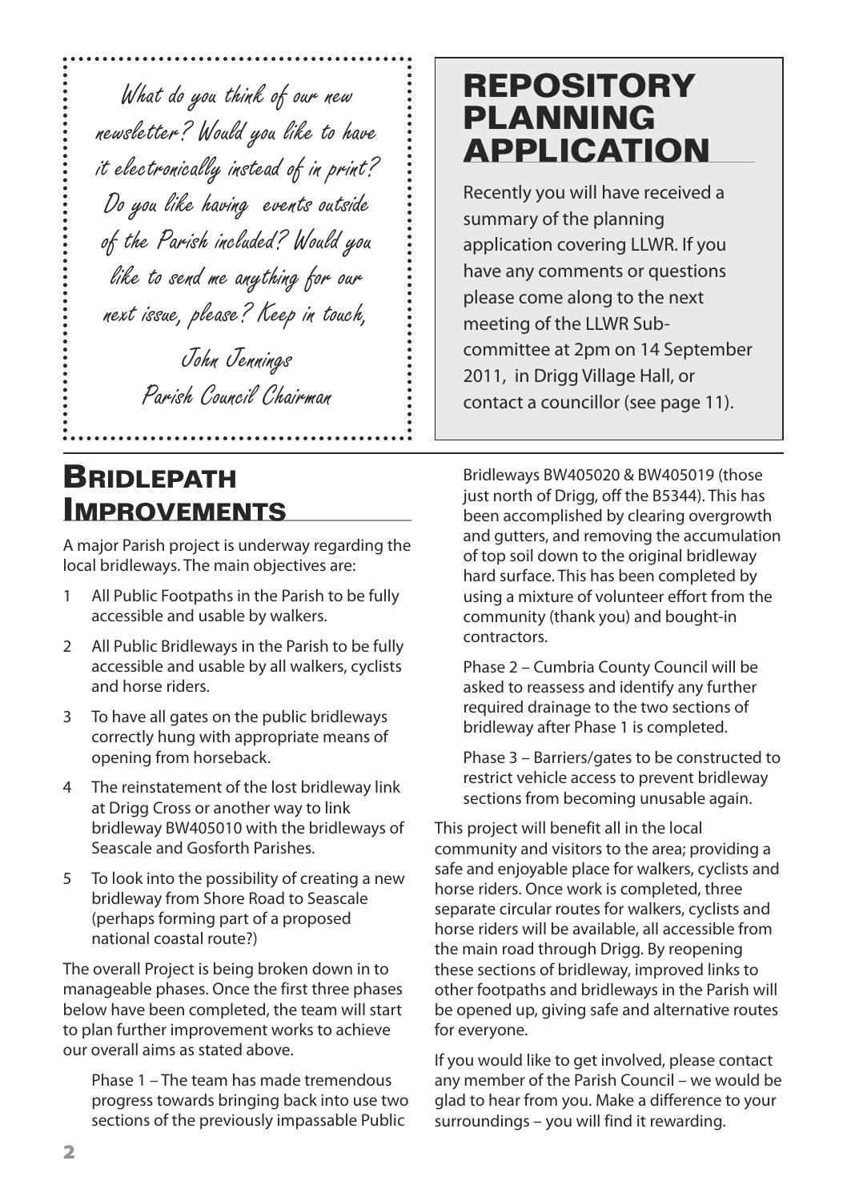*What do you think of our new newsletter? Would you like to have it electronically instead of in print? Do you like having events outside of the Parish included? Would you like to send me anything for our next issue, please? Keep in touch,*

*John Jennings*
*Parish Council Chairman*

# REPOSITORY PLANNING APPLICATION

Recently you will have received a summary of the planning application covering LLWR. If you have any comments or questions please come along to the next meeting of the LLWR Sub-committee at 2pm on 14 September 2011, in Drigg Village Hall, or contact a councillor (see page 11).

# BRIDLEPATH IMPROVEMENTS

A major Parish project is underway regarding the local bridleways. The main objectives are:

1. All Public Footpaths in the Parish to be fully accessible and usable by walkers.
2. All Public Bridleways in the Parish to be fully accessible and usable by all walkers, cyclists and horse riders.
3. To have all gates on the public bridleways correctly hung with appropriate means of opening from horseback.
4. The reinstatement of the lost bridleway link at Drigg Cross or another way to link bridleway BW405010 with the bridleways of Seascale and Gosforth Parishes.
5. To look into the possibility of creating a new bridleway from Shore Road to Seascale (perhaps forming part of a proposed national coastal route?)

The overall Project is being broken down in to manageable phases. Once the first three phases below have been completed, the team will start to plan further improvement works to achieve our overall aims as stated above.

Phase 1 – The team has made tremendous progress towards bringing back into use two sections of the previously impassable Public Bridleways BW405020 & BW405019 (those just north of Drigg, off the B5344). This has been accomplished by clearing overgrowth and gutters, and removing the accumulation of top soil down to the original bridleway hard surface. This has been completed by using a mixture of volunteer effort from the community (thank you) and bought-in contractors.

Phase 2 – Cumbria County Council will be asked to reassess and identify any further required drainage to the two sections of bridleway after Phase 1 is completed.

Phase 3 – Barriers/gates to be constructed to restrict vehicle access to prevent bridleway sections from becoming unusable again.

This project will benefit all in the local community and visitors to the area; providing a safe and enjoyable place for walkers, cyclists and horse riders. Once work is completed, three separate circular routes for walkers, cyclists and horse riders will be available, all accessible from the main road through Drigg. By reopening these sections of bridleway, improved links to other footpaths and bridleways in the Parish will be opened up, giving safe and alternative routes for everyone.

If you would like to get involved, please contact any member of the Parish Council – we would be glad to hear from you. Make a difference to your surroundings – you will find it rewarding.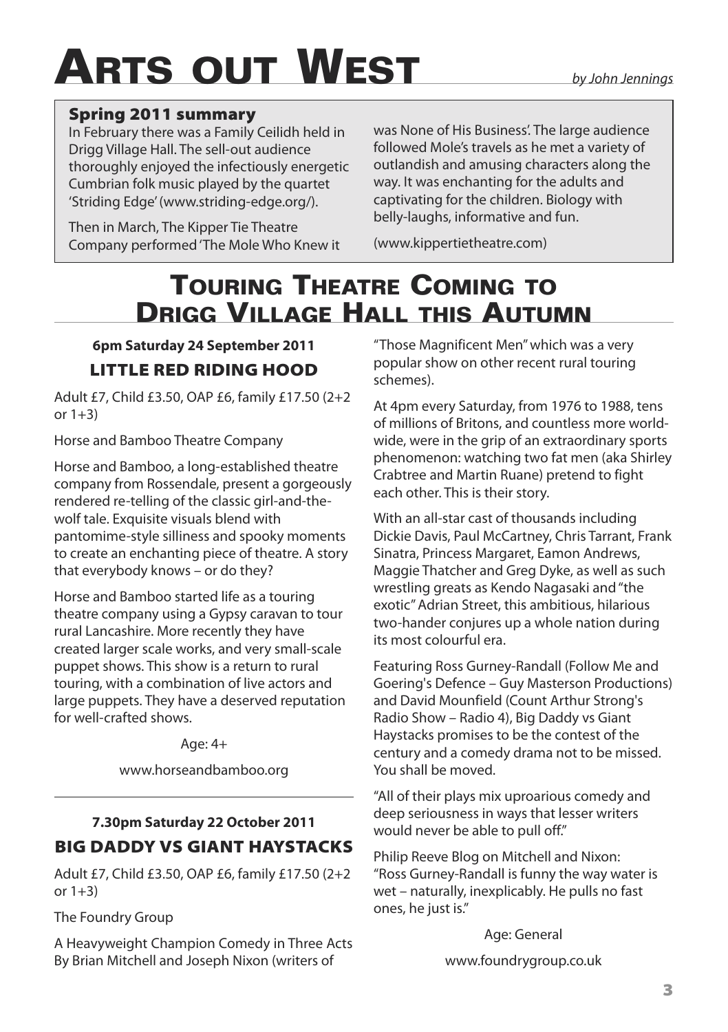# Arts out West

*by John Jennings*

### Spring 2011 summary

In February there was a Family Ceilidh held in Drigg Village Hall. The sell-out audience thoroughly enjoyed the infectiously energetic Cumbrian folk music played by the quartet 'Striding Edge' (www.striding-edge.org/).

Then in March, The Kipper Tie Theatre Company performed 'The Mole Who Knew it was None of His Business'. The large audience followed Mole's travels as he met a variety of outlandish and amusing characters along the way. It was enchanting for the adults and captivating for the children. Biology with belly-laughs, informative and fun.

(www.kippertietheatre.com)

## Touring Theatre Coming to Drigg Village Hall this Autumn

**6pm Saturday 24 September 2011**

### LITTLE RED RIDING HOOD

Adult £7, Child £3.50, OAP £6, family £17.50 (2+2 or 1+3)

Horse and Bamboo Theatre Company

Horse and Bamboo, a long-established theatre company from Rossendale, present a gorgeously rendered re-telling of the classic girl-and-the-wolf tale. Exquisite visuals blend with pantomime-style silliness and spooky moments to create an enchanting piece of theatre. A story that everybody knows – or do they?

Horse and Bamboo started life as a touring theatre company using a Gypsy caravan to tour rural Lancashire. More recently they have created larger scale works, and very small-scale puppet shows. This show is a return to rural touring, with a combination of live actors and large puppets. They have a deserved reputation for well-crafted shows.

Age: 4+

www.horseandbamboo.org

---

**7.30pm Saturday 22 October 2011**

### BIG DADDY VS GIANT HAYSTACKS

Adult £7, Child £3.50, OAP £6, family £17.50 (2+2 or 1+3)

The Foundry Group

A Heavyweight Champion Comedy in Three Acts By Brian Mitchell and Joseph Nixon (writers of "Those Magnificent Men" which was a very popular show on other recent rural touring schemes).

At 4pm every Saturday, from 1976 to 1988, tens of millions of Britons, and countless more world-wide, were in the grip of an extraordinary sports phenomenon: watching two fat men (aka Shirley Crabtree and Martin Ruane) pretend to fight each other. This is their story.

With an all-star cast of thousands including Dickie Davis, Paul McCartney, Chris Tarrant, Frank Sinatra, Princess Margaret, Eamon Andrews, Maggie Thatcher and Greg Dyke, as well as such wrestling greats as Kendo Nagasaki and "the exotic" Adrian Street, this ambitious, hilarious two-hander conjures up a whole nation during its most colourful era.

Featuring Ross Gurney-Randall (Follow Me and Goering's Defence – Guy Masterson Productions) and David Mounfield (Count Arthur Strong's Radio Show – Radio 4), Big Daddy vs Giant Haystacks promises to be the contest of the century and a comedy drama not to be missed. You shall be moved.

"All of their plays mix uproarious comedy and deep seriousness in ways that lesser writers would never be able to pull off."

Philip Reeve Blog on Mitchell and Nixon: "Ross Gurney-Randall is funny the way water is wet – naturally, inexplicably. He pulls no fast ones, he just is."

Age: General

www.foundrygroup.co.uk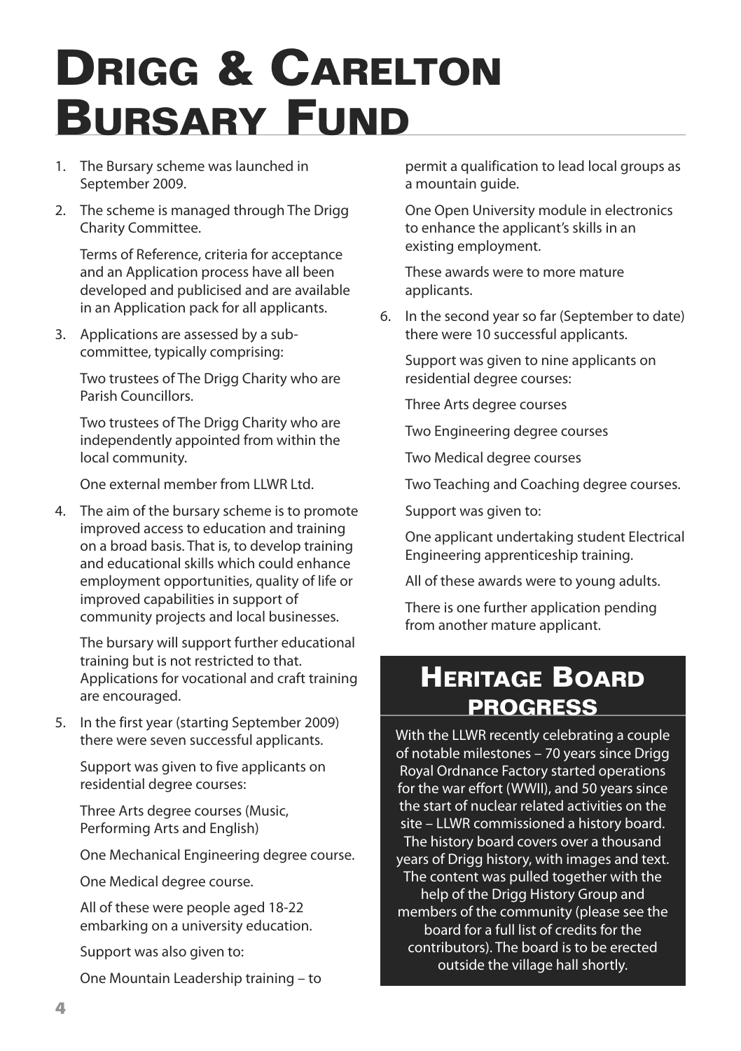# Drigg & Carelton Bursary Fund

1. The Bursary scheme was launched in September 2009.

2. The scheme is managed through The Drigg Charity Committee.

   Terms of Reference, criteria for acceptance and an Application process have all been developed and publicised and are available in an Application pack for all applicants.

3. Applications are assessed by a sub-committee, typically comprising:

   Two trustees of The Drigg Charity who are Parish Councillors.

   Two trustees of The Drigg Charity who are independently appointed from within the local community.

   One external member from LLWR Ltd.

4. The aim of the bursary scheme is to promote improved access to education and training on a broad basis. That is, to develop training and educational skills which could enhance employment opportunities, quality of life or improved capabilities in support of community projects and local businesses.

   The bursary will support further educational training but is not restricted to that. Applications for vocational and craft training are encouraged.

5. In the first year (starting September 2009) there were seven successful applicants.

   Support was given to five applicants on residential degree courses:

   Three Arts degree courses (Music, Performing Arts and English)

   One Mechanical Engineering degree course.

   One Medical degree course.

   All of these were people aged 18-22 embarking on a university education.

   Support was also given to:

   One Mountain Leadership training – to permit a qualification to lead local groups as a mountain guide.

   One Open University module in electronics to enhance the applicant's skills in an existing employment.

   These awards were to more mature applicants.

6. In the second year so far (September to date) there were 10 successful applicants.

   Support was given to nine applicants on residential degree courses:

   Three Arts degree courses

   Two Engineering degree courses

   Two Medical degree courses

   Two Teaching and Coaching degree courses.

   Support was given to:

   One applicant undertaking student Electrical Engineering apprenticeship training.

   All of these awards were to young adults.

   There is one further application pending from another mature applicant.

## Heritage Board progress

With the LLWR recently celebrating a couple of notable milestones – 70 years since Drigg Royal Ordnance Factory started operations for the war effort (WWII), and 50 years since the start of nuclear related activities on the site – LLWR commissioned a history board. The history board covers over a thousand years of Drigg history, with images and text. The content was pulled together with the help of the Drigg History Group and members of the community (please see the board for a full list of credits for the contributors). The board is to be erected outside the village hall shortly.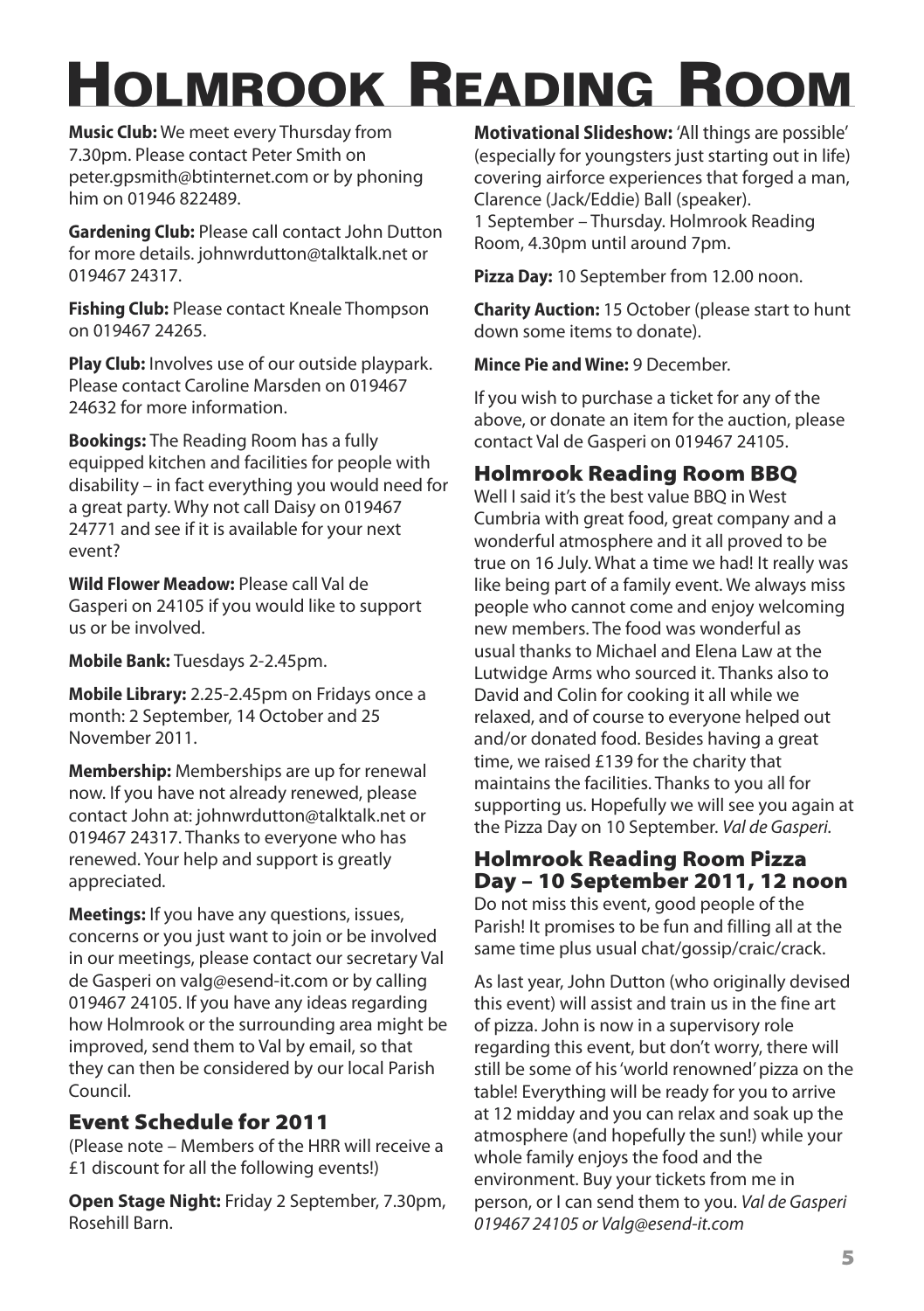# Holmrook Reading Room

**Music Club:** We meet every Thursday from 7.30pm. Please contact Peter Smith on peter.gpsmith@btinternet.com or by phoning him on 01946 822489.

**Gardening Club:** Please call contact John Dutton for more details. johnwrdutton@talktalk.net or 019467 24317.

**Fishing Club:** Please contact Kneale Thompson on 019467 24265.

**Play Club:** Involves use of our outside playpark. Please contact Caroline Marsden on 019467 24632 for more information.

**Bookings:** The Reading Room has a fully equipped kitchen and facilities for people with disability – in fact everything you would need for a great party. Why not call Daisy on 019467 24771 and see if it is available for your next event?

**Wild Flower Meadow:** Please call Val de Gasperi on 24105 if you would like to support us or be involved.

**Mobile Bank:** Tuesdays 2-2.45pm.

**Mobile Library:** 2.25-2.45pm on Fridays once a month: 2 September, 14 October and 25 November 2011.

**Membership:** Memberships are up for renewal now. If you have not already renewed, please contact John at: johnwrdutton@talktalk.net or 019467 24317. Thanks to everyone who has renewed. Your help and support is greatly appreciated.

**Meetings:** If you have any questions, issues, concerns or you just want to join or be involved in our meetings, please contact our secretary Val de Gasperi on valg@esend-it.com or by calling 019467 24105. If you have any ideas regarding how Holmrook or the surrounding area might be improved, send them to Val by email, so that they can then be considered by our local Parish Council.

## Event Schedule for 2011

(Please note – Members of the HRR will receive a £1 discount for all the following events!)

**Open Stage Night:** Friday 2 September, 7.30pm, Rosehill Barn.

**Motivational Slideshow:** 'All things are possible' (especially for youngsters just starting out in life) covering airforce experiences that forged a man, Clarence (Jack/Eddie) Ball (speaker).
1 September – Thursday. Holmrook Reading Room, 4.30pm until around 7pm.

**Pizza Day:** 10 September from 12.00 noon.

**Charity Auction:** 15 October (please start to hunt down some items to donate).

**Mince Pie and Wine:** 9 December.

If you wish to purchase a ticket for any of the above, or donate an item for the auction, please contact Val de Gasperi on 019467 24105.

## Holmrook Reading Room BBQ

Well I said it's the best value BBQ in West Cumbria with great food, great company and a wonderful atmosphere and it all proved to be true on 16 July. What a time we had! It really was like being part of a family event. We always miss people who cannot come and enjoy welcoming new members. The food was wonderful as usual thanks to Michael and Elena Law at the Lutwidge Arms who sourced it. Thanks also to David and Colin for cooking it all while we relaxed, and of course to everyone helped out and/or donated food. Besides having a great time, we raised £139 for the charity that maintains the facilities. Thanks to you all for supporting us. Hopefully we will see you again at the Pizza Day on 10 September. *Val de Gasperi.*

## Holmrook Reading Room Pizza Day – 10 September 2011, 12 noon

Do not miss this event, good people of the Parish! It promises to be fun and filling all at the same time plus usual chat/gossip/craic/crack.

As last year, John Dutton (who originally devised this event) will assist and train us in the fine art of pizza. John is now in a supervisory role regarding this event, but don't worry, there will still be some of his 'world renowned' pizza on the table! Everything will be ready for you to arrive at 12 midday and you can relax and soak up the atmosphere (and hopefully the sun!) while your whole family enjoys the food and the environment. Buy your tickets from me in person, or I can send them to you. *Val de Gasperi 019467 24105 or Valg@esend-it.com*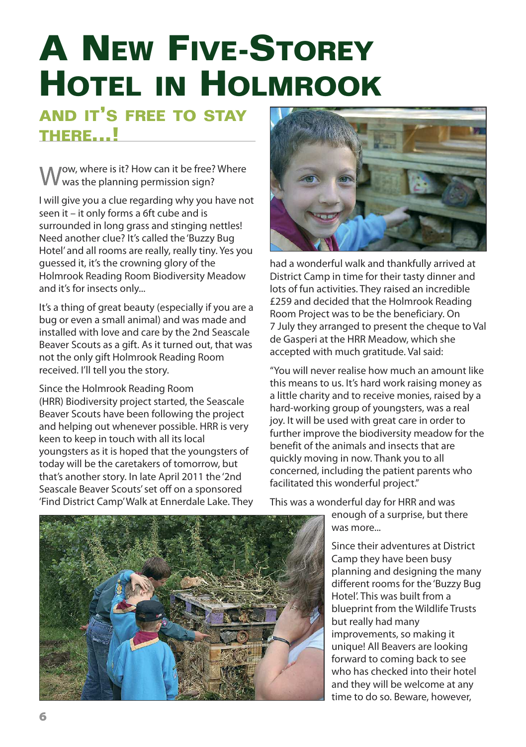# A New Five-Storey Hotel in Holmrook

## and it's free to stay there...!

Wow, where is it? How can it be free? Where was the planning permission sign?

I will give you a clue regarding why you have not seen it – it only forms a 6ft cube and is surrounded in long grass and stinging nettles! Need another clue? It's called the 'Buzzy Bug Hotel' and all rooms are really, really tiny. Yes you guessed it, it's the crowning glory of the Holmrook Reading Room Biodiversity Meadow and it's for insects only...

It's a thing of great beauty (especially if you are a bug or even a small animal) and was made and installed with love and care by the 2nd Seascale Beaver Scouts as a gift. As it turned out, that was not the only gift Holmrook Reading Room received. I'll tell you the story.

Since the Holmrook Reading Room (HRR) Biodiversity project started, the Seascale Beaver Scouts have been following the project and helping out whenever possible. HRR is very keen to keep in touch with all its local youngsters as it is hoped that the youngsters of today will be the caretakers of tomorrow, but that's another story. In late April 2011 the '2nd Seascale Beaver Scouts' set off on a sponsored 'Find District Camp' Walk at Ennerdale Lake. They had a wonderful walk and thankfully arrived at District Camp in time for their tasty dinner and lots of fun activities. They raised an incredible £259 and decided that the Holmrook Reading Room Project was to be the beneficiary. On 7 July they arranged to present the cheque to Val de Gasperi at the HRR Meadow, which she accepted with much gratitude. Val said:

"You will never realise how much an amount like this means to us. It's hard work raising money as a little charity and to receive monies, raised by a hard-working group of youngsters, was a real joy. It will be used with great care in order to further improve the biodiversity meadow for the benefit of the animals and insects that are quickly moving in now. Thank you to all concerned, including the patient parents who facilitated this wonderful project."

This was a wonderful day for HRR and was enough of a surprise, but there was more...

Since their adventures at District Camp they have been busy planning and designing the many different rooms for the 'Buzzy Bug Hotel'. This was built from a blueprint from the Wildlife Trusts but really had many improvements, so making it unique! All Beavers are looking forward to coming back to see who has checked into their hotel and they will be welcome at any time to do so. Beware, however,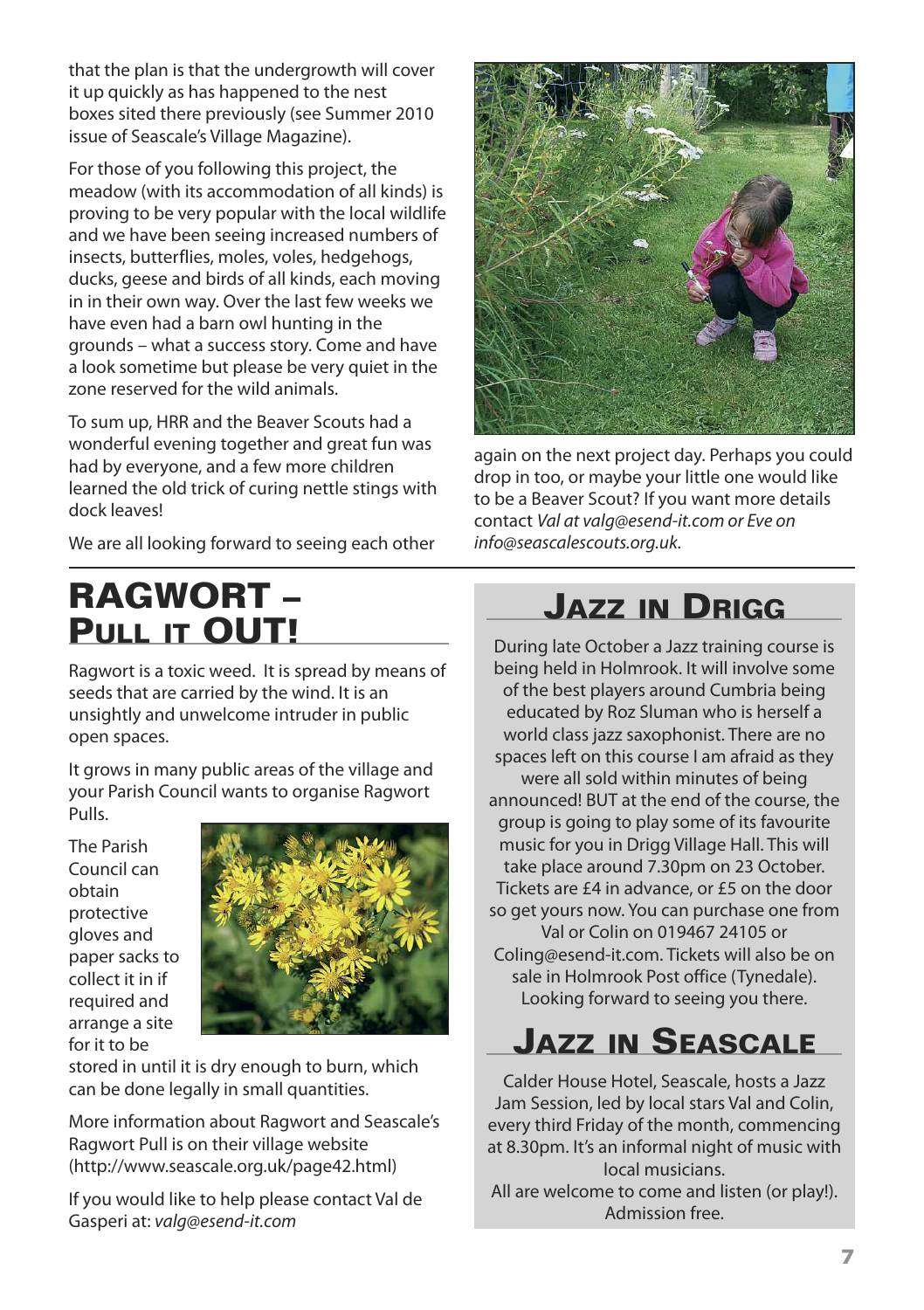that the plan is that the undergrowth will cover it up quickly as has happened to the nest boxes sited there previously (see Summer 2010 issue of Seascale's Village Magazine).

For those of you following this project, the meadow (with its accommodation of all kinds) is proving to be very popular with the local wildlife and we have been seeing increased numbers of insects, butterflies, moles, voles, hedgehogs, ducks, geese and birds of all kinds, each moving in in their own way. Over the last few weeks we have even had a barn owl hunting in the grounds – what a success story. Come and have a look sometime but please be very quiet in the zone reserved for the wild animals.

To sum up, HRR and the Beaver Scouts had a wonderful evening together and great fun was had by everyone, and a few more children learned the old trick of curing nettle stings with dock leaves!

We are all looking forward to seeing each other again on the next project day. Perhaps you could drop in too, or maybe your little one would like to be a Beaver Scout? If you want more details contact *Val at valg@esend-it.com or Eve on info@seascalescouts.org.uk*.

# RAGWORT – PULL IT OUT!

Ragwort is a toxic weed. It is spread by means of seeds that are carried by the wind. It is an unsightly and unwelcome intruder in public open spaces.

It grows in many public areas of the village and your Parish Council wants to organise Ragwort Pulls.

The Parish Council can obtain protective gloves and paper sacks to collect it in if required and arrange a site for it to be stored in until it is dry enough to burn, which can be done legally in small quantities.

More information about Ragwort and Seascale's Ragwort Pull is on their village website (http://www.seascale.org.uk/page42.html)

If you would like to help please contact Val de Gasperi at: *valg@esend-it.com*

# JAZZ IN DRIGG

During late October a Jazz training course is being held in Holmrook. It will involve some of the best players around Cumbria being educated by Roz Sluman who is herself a world class jazz saxophonist. There are no spaces left on this course I am afraid as they were all sold within minutes of being announced! BUT at the end of the course, the group is going to play some of its favourite music for you in Drigg Village Hall. This will take place around 7.30pm on 23 October. Tickets are £4 in advance, or £5 on the door so get yours now. You can purchase one from Val or Colin on 019467 24105 or Coling@esend-it.com. Tickets will also be on sale in Holmrook Post office (Tynedale). Looking forward to seeing you there.

# JAZZ IN SEASCALE

Calder House Hotel, Seascale, hosts a Jazz Jam Session, led by local stars Val and Colin, every third Friday of the month, commencing at 8.30pm. It's an informal night of music with local musicians.
All are welcome to come and listen (or play!). Admission free.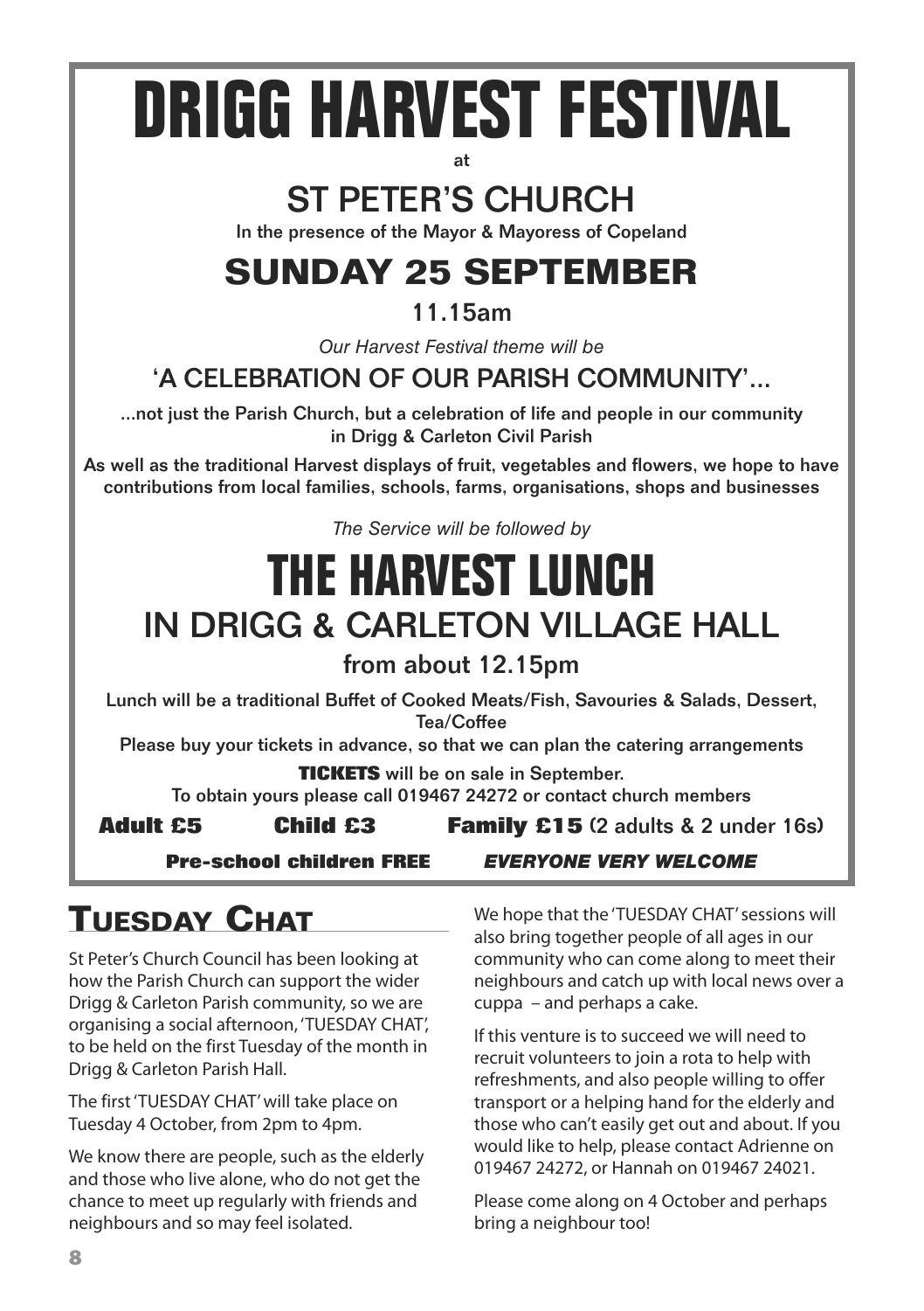# DRIGG HARVEST FESTIVAL

at

## ST PETER'S CHURCH

In the presence of the Mayor & Mayoress of Copeland

## SUNDAY 25 SEPTEMBER

11.15am

*Our Harvest Festival theme will be*

### 'A CELEBRATION OF OUR PARISH COMMUNITY'...

...not just the Parish Church, but a celebration of life and people in our community in Drigg & Carleton Civil Parish

As well as the traditional Harvest displays of fruit, vegetables and flowers, we hope to have contributions from local families, schools, farms, organisations, shops and businesses

*The Service will be followed by*

# THE HARVEST LUNCH

## IN DRIGG & CARLETON VILLAGE HALL

from about 12.15pm

Lunch will be a traditional Buffet of Cooked Meats/Fish, Savouries & Salads, Dessert, Tea/Coffee

Please buy your tickets in advance, so that we can plan the catering arrangements

**TICKETS** will be on sale in September.
To obtain yours please call 019467 24272 or contact church members

**Adult £5** **Child £3** **Family £15** (2 adults & 2 under 16s)

**Pre-school children FREE** ***EVERYONE VERY WELCOME***

## TUESDAY CHAT

St Peter's Church Council has been looking at how the Parish Church can support the wider Drigg & Carleton Parish community, so we are organising a social afternoon, 'TUESDAY CHAT', to be held on the first Tuesday of the month in Drigg & Carleton Parish Hall.

The first 'TUESDAY CHAT' will take place on Tuesday 4 October, from 2pm to 4pm.

We know there are people, such as the elderly and those who live alone, who do not get the chance to meet up regularly with friends and neighbours and so may feel isolated.

We hope that the 'TUESDAY CHAT' sessions will also bring together people of all ages in our community who can come along to meet their neighbours and catch up with local news over a cuppa – and perhaps a cake.

If this venture is to succeed we will need to recruit volunteers to join a rota to help with refreshments, and also people willing to offer transport or a helping hand for the elderly and those who can't easily get out and about. If you would like to help, please contact Adrienne on 019467 24272, or Hannah on 019467 24021.

Please come along on 4 October and perhaps bring a neighbour too!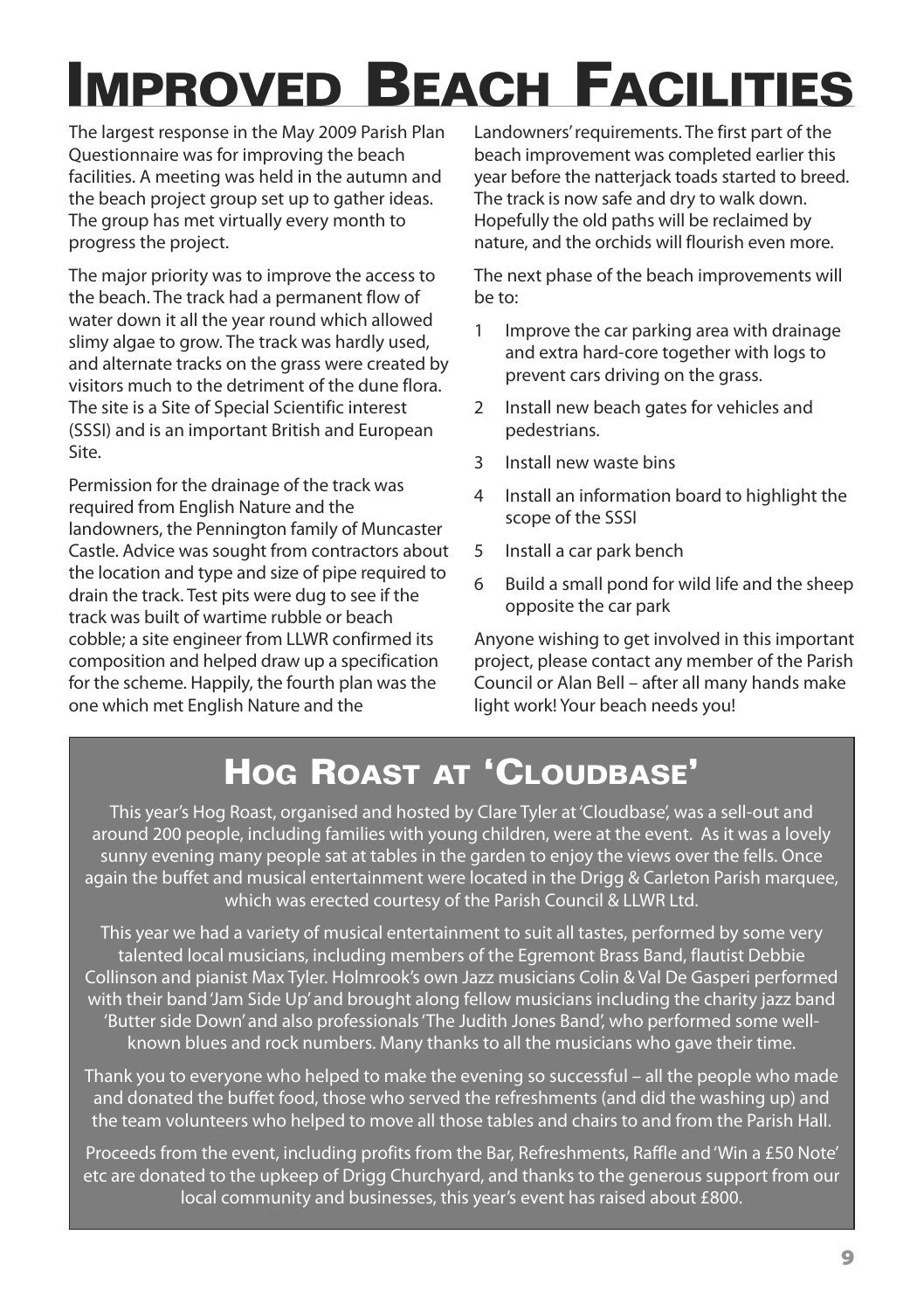# Improved Beach Facilities

The largest response in the May 2009 Parish Plan Questionnaire was for improving the beach facilities. A meeting was held in the autumn and the beach project group set up to gather ideas. The group has met virtually every month to progress the project.

The major priority was to improve the access to the beach. The track had a permanent flow of water down it all the year round which allowed slimy algae to grow. The track was hardly used, and alternate tracks on the grass were created by visitors much to the detriment of the dune flora. The site is a Site of Special Scientific interest (SSSI) and is an important British and European Site.

Permission for the drainage of the track was required from English Nature and the landowners, the Pennington family of Muncaster Castle. Advice was sought from contractors about the location and type and size of pipe required to drain the track. Test pits were dug to see if the track was built of wartime rubble or beach cobble; a site engineer from LLWR confirmed its composition and helped draw up a specification for the scheme. Happily, the fourth plan was the one which met English Nature and the Landowners' requirements. The first part of the beach improvement was completed earlier this year before the natterjack toads started to breed. The track is now safe and dry to walk down. Hopefully the old paths will be reclaimed by nature, and the orchids will flourish even more.

The next phase of the beach improvements will be to:

1. Improve the car parking area with drainage and extra hard-core together with logs to prevent cars driving on the grass.
2. Install new beach gates for vehicles and pedestrians.
3. Install new waste bins
4. Install an information board to highlight the scope of the SSSI
5. Install a car park bench
6. Build a small pond for wild life and the sheep opposite the car park

Anyone wishing to get involved in this important project, please contact any member of the Parish Council or Alan Bell – after all many hands make light work! Your beach needs you!

## Hog Roast at 'Cloudbase'

This year's Hog Roast, organised and hosted by Clare Tyler at 'Cloudbase', was a sell-out and around 200 people, including families with young children, were at the event. As it was a lovely sunny evening many people sat at tables in the garden to enjoy the views over the fells. Once again the buffet and musical entertainment were located in the Drigg & Carleton Parish marquee, which was erected courtesy of the Parish Council & LLWR Ltd.

This year we had a variety of musical entertainment to suit all tastes, performed by some very talented local musicians, including members of the Egremont Brass Band, flautist Debbie Collinson and pianist Max Tyler. Holmrook's own Jazz musicians Colin & Val De Gasperi performed with their band 'Jam Side Up' and brought along fellow musicians including the charity jazz band 'Butter side Down' and also professionals 'The Judith Jones Band', who performed some well-known blues and rock numbers. Many thanks to all the musicians who gave their time.

Thank you to everyone who helped to make the evening so successful – all the people who made and donated the buffet food, those who served the refreshments (and did the washing up) and the team volunteers who helped to move all those tables and chairs to and from the Parish Hall.

Proceeds from the event, including profits from the Bar, Refreshments, Raffle and 'Win a £50 Note' etc are donated to the upkeep of Drigg Churchyard, and thanks to the generous support from our local community and businesses, this year's event has raised about £800.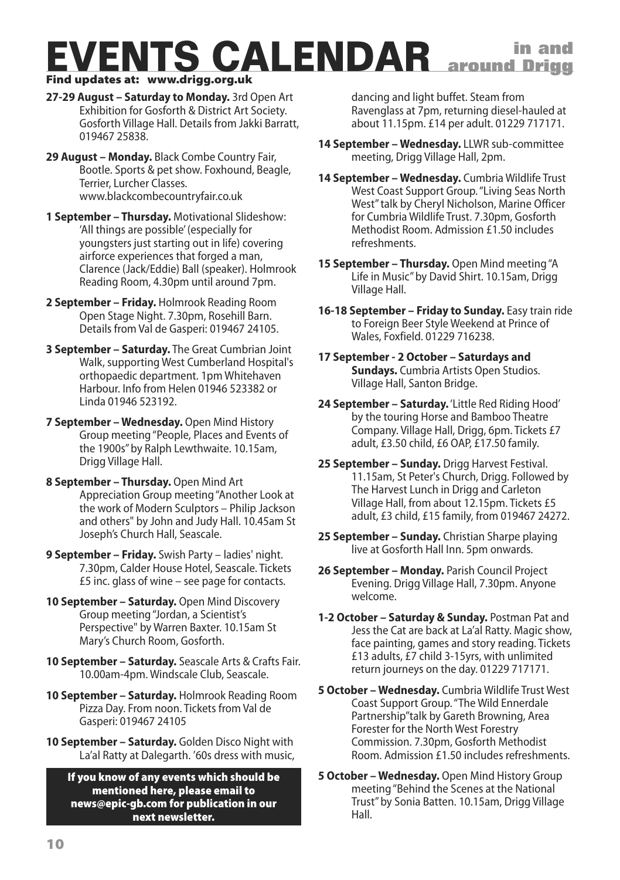# EVENTS CALENDAR in and around Drigg

**Find updates at: www.drigg.org.uk**

**27-29 August – Saturday to Monday.** 3rd Open Art Exhibition for Gosforth & District Art Society. Gosforth Village Hall. Details from Jakki Barratt, 019467 25838.

**29 August – Monday.** Black Combe Country Fair, Bootle. Sports & pet show. Foxhound, Beagle, Terrier, Lurcher Classes. www.blackcombecountryfair.co.uk

**1 September – Thursday.** Motivational Slideshow: 'All things are possible' (especially for youngsters just starting out in life) covering airforce experiences that forged a man, Clarence (Jack/Eddie) Ball (speaker). Holmrook Reading Room, 4.30pm until around 7pm.

**2 September – Friday.** Holmrook Reading Room Open Stage Night. 7.30pm, Rosehill Barn. Details from Val de Gasperi: 019467 24105.

**3 September – Saturday.** The Great Cumbrian Joint Walk, supporting West Cumberland Hospital's orthopaedic department. 1pm Whitehaven Harbour. Info from Helen 01946 523382 or Linda 01946 523192.

**7 September – Wednesday.** Open Mind History Group meeting "People, Places and Events of the 1900s" by Ralph Lewthwaite. 10.15am, Drigg Village Hall.

**8 September – Thursday.** Open Mind Art Appreciation Group meeting "Another Look at the work of Modern Sculptors – Philip Jackson and others" by John and Judy Hall. 10.45am St Joseph's Church Hall, Seascale.

**9 September – Friday.** Swish Party – ladies' night. 7.30pm, Calder House Hotel, Seascale. Tickets £5 inc. glass of wine – see page for contacts.

**10 September – Saturday.** Open Mind Discovery Group meeting "Jordan, a Scientist's Perspective" by Warren Baxter. 10.15am St Mary's Church Room, Gosforth.

**10 September – Saturday.** Seascale Arts & Crafts Fair. 10.00am-4pm. Windscale Club, Seascale.

**10 September – Saturday.** Holmrook Reading Room Pizza Day. From noon. Tickets from Val de Gasperi: 019467 24105

**10 September – Saturday.** Golden Disco Night with La'al Ratty at Dalegarth. '60s dress with music, dancing and light buffet. Steam from Ravenglass at 7pm, returning diesel-hauled at about 11.15pm. £14 per adult. 01229 717171.

**14 September – Wednesday.** LLWR sub-committee meeting, Drigg Village Hall, 2pm.

**14 September – Wednesday.** Cumbria Wildlife Trust West Coast Support Group. "Living Seas North West" talk by Cheryl Nicholson, Marine Officer for Cumbria Wildlife Trust. 7.30pm, Gosforth Methodist Room. Admission £1.50 includes refreshments.

**15 September – Thursday.** Open Mind meeting "A Life in Music" by David Shirt. 10.15am, Drigg Village Hall.

**16-18 September – Friday to Sunday.** Easy train ride to Foreign Beer Style Weekend at Prince of Wales, Foxfield. 01229 716238.

**17 September - 2 October – Saturdays and Sundays.** Cumbria Artists Open Studios. Village Hall, Santon Bridge.

**24 September – Saturday.** 'Little Red Riding Hood' by the touring Horse and Bamboo Theatre Company. Village Hall, Drigg, 6pm. Tickets £7 adult, £3.50 child, £6 OAP, £17.50 family.

**25 September – Sunday.** Drigg Harvest Festival. 11.15am, St Peter's Church, Drigg. Followed by The Harvest Lunch in Drigg and Carleton Village Hall, from about 12.15pm. Tickets £5 adult, £3 child, £15 family, from 019467 24272.

**25 September – Sunday.** Christian Sharpe playing live at Gosforth Hall Inn. 5pm onwards.

**26 September – Monday.** Parish Council Project Evening. Drigg Village Hall, 7.30pm. Anyone welcome.

**1-2 October – Saturday & Sunday.** Postman Pat and Jess the Cat are back at La'al Ratty. Magic show, face painting, games and story reading. Tickets £13 adults, £7 child 3-15yrs, with unlimited return journeys on the day. 01229 717171.

**5 October – Wednesday.** Cumbria Wildlife Trust West Coast Support Group. "The Wild Ennerdale Partnership" talk by Gareth Browning, Area Forester for the North West Forestry Commission. 7.30pm, Gosforth Methodist Room. Admission £1.50 includes refreshments.

**5 October – Wednesday.** Open Mind History Group meeting "Behind the Scenes at the National Trust" by Sonia Batten. 10.15am, Drigg Village Hall.

**If you know of any events which should be mentioned here, please email to news@epic-gb.com for publication in our next newsletter.**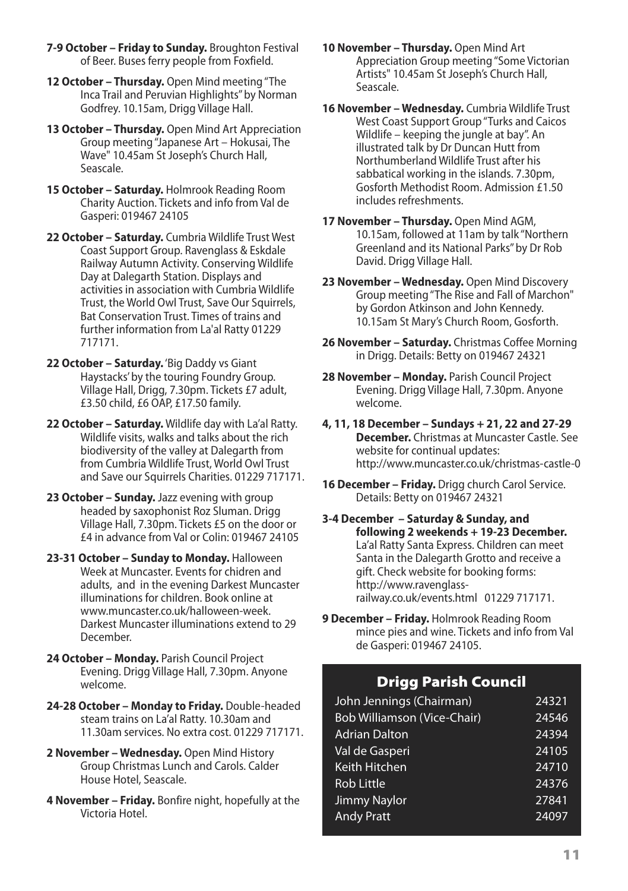**7-9 October – Friday to Sunday.** Broughton Festival of Beer. Buses ferry people from Foxfield.

**12 October – Thursday.** Open Mind meeting "The Inca Trail and Peruvian Highlights" by Norman Godfrey. 10.15am, Drigg Village Hall.

**13 October – Thursday.** Open Mind Art Appreciation Group meeting "Japanese Art – Hokusai, The Wave" 10.45am St Joseph's Church Hall, Seascale.

**15 October – Saturday.** Holmrook Reading Room Charity Auction. Tickets and info from Val de Gasperi: 019467 24105

**22 October – Saturday.** Cumbria Wildlife Trust West Coast Support Group. Ravenglass & Eskdale Railway Autumn Activity. Conserving Wildlife Day at Dalegarth Station. Displays and activities in association with Cumbria Wildlife Trust, the World Owl Trust, Save Our Squirrels, Bat Conservation Trust. Times of trains and further information from La'al Ratty 01229 717171.

**22 October – Saturday.** 'Big Daddy vs Giant Haystacks' by the touring Foundry Group. Village Hall, Drigg, 7.30pm. Tickets £7 adult, £3.50 child, £6 OAP, £17.50 family.

**22 October – Saturday.** Wildlife day with La'al Ratty. Wildlife visits, walks and talks about the rich biodiversity of the valley at Dalegarth from from Cumbria Wildlife Trust, World Owl Trust and Save our Squirrels Charities. 01229 717171.

**23 October – Sunday.** Jazz evening with group headed by saxophonist Roz Sluman. Drigg Village Hall, 7.30pm. Tickets £5 on the door or £4 in advance from Val or Colin: 019467 24105

**23-31 October – Sunday to Monday.** Halloween Week at Muncaster. Events for chidren and adults, and in the evening Darkest Muncaster illuminations for children. Book online at www.muncaster.co.uk/halloween-week. Darkest Muncaster illuminations extend to 29 December.

**24 October – Monday.** Parish Council Project Evening. Drigg Village Hall, 7.30pm. Anyone welcome.

**24-28 October – Monday to Friday.** Double-headed steam trains on La'al Ratty. 10.30am and 11.30am services. No extra cost. 01229 717171.

**2 November – Wednesday.** Open Mind History Group Christmas Lunch and Carols. Calder House Hotel, Seascale.

**4 November – Friday.** Bonfire night, hopefully at the Victoria Hotel.

**10 November – Thursday.** Open Mind Art Appreciation Group meeting "Some Victorian Artists" 10.45am St Joseph's Church Hall, Seascale.

**16 November – Wednesday.** Cumbria Wildlife Trust West Coast Support Group "Turks and Caicos Wildlife – keeping the jungle at bay". An illustrated talk by Dr Duncan Hutt from Northumberland Wildlife Trust after his sabbatical working in the islands. 7.30pm, Gosforth Methodist Room. Admission £1.50 includes refreshments.

**17 November – Thursday.** Open Mind AGM, 10.15am, followed at 11am by talk "Northern Greenland and its National Parks" by Dr Rob David. Drigg Village Hall.

**23 November – Wednesday.** Open Mind Discovery Group meeting "The Rise and Fall of Marchon" by Gordon Atkinson and John Kennedy. 10.15am St Mary's Church Room, Gosforth.

**26 November – Saturday.** Christmas Coffee Morning in Drigg. Details: Betty on 019467 24321

**28 November – Monday.** Parish Council Project Evening. Drigg Village Hall, 7.30pm. Anyone welcome.

**4, 11, 18 December – Sundays + 21, 22 and 27-29 December.** Christmas at Muncaster Castle. See website for continual updates: http://www.muncaster.co.uk/christmas-castle-0

**16 December – Friday.** Drigg church Carol Service. Details: Betty on 019467 24321

**3-4 December – Saturday & Sunday, and following 2 weekends + 19-23 December.** La'al Ratty Santa Express. Children can meet Santa in the Dalegarth Grotto and receive a gift. Check website for booking forms: http://www.ravenglass-railway.co.uk/events.html 01229 717171.

**9 December – Friday.** Holmrook Reading Room mince pies and wine. Tickets and info from Val de Gasperi: 019467 24105.

## Drigg Parish Council

| | |
|---|---|
| John Jennings (Chairman) | 24321 |
| Bob Williamson (Vice-Chair) | 24546 |
| Adrian Dalton | 24394 |
| Val de Gasperi | 24105 |
| Keith Hitchen | 24710 |
| Rob Little | 24376 |
| Jimmy Naylor | 27841 |
| Andy Pratt | 24097 |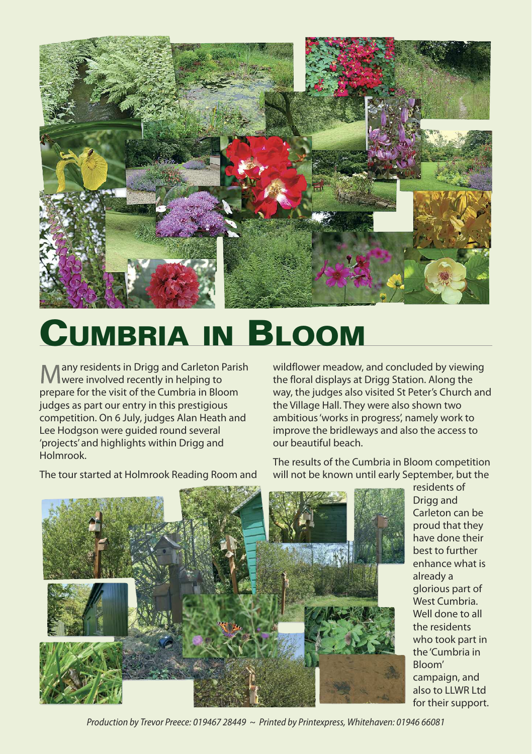# Cumbria in Bloom

Many residents in Drigg and Carleton Parish were involved recently in helping to prepare for the visit of the Cumbria in Bloom judges as part our entry in this prestigious competition. On 6 July, judges Alan Heath and Lee Hodgson were guided round several 'projects' and highlights within Drigg and Holmrook.

The tour started at Holmrook Reading Room and wildflower meadow, and concluded by viewing the floral displays at Drigg Station. Along the way, the judges also visited St Peter's Church and the Village Hall. They were also shown two ambitious 'works in progress', namely work to improve the bridleways and also the access to our beautiful beach.

The results of the Cumbria in Bloom competition will not be known until early September, but the residents of Drigg and Carleton can be proud that they have done their best to further enhance what is already a glorious part of West Cumbria. Well done to all the residents who took part in the 'Cumbria in Bloom' campaign, and also to LLWR Ltd for their support.

*Production by Trevor Preece: 019467 28449 ~ Printed by Printexpress, Whitehaven: 01946 66081*